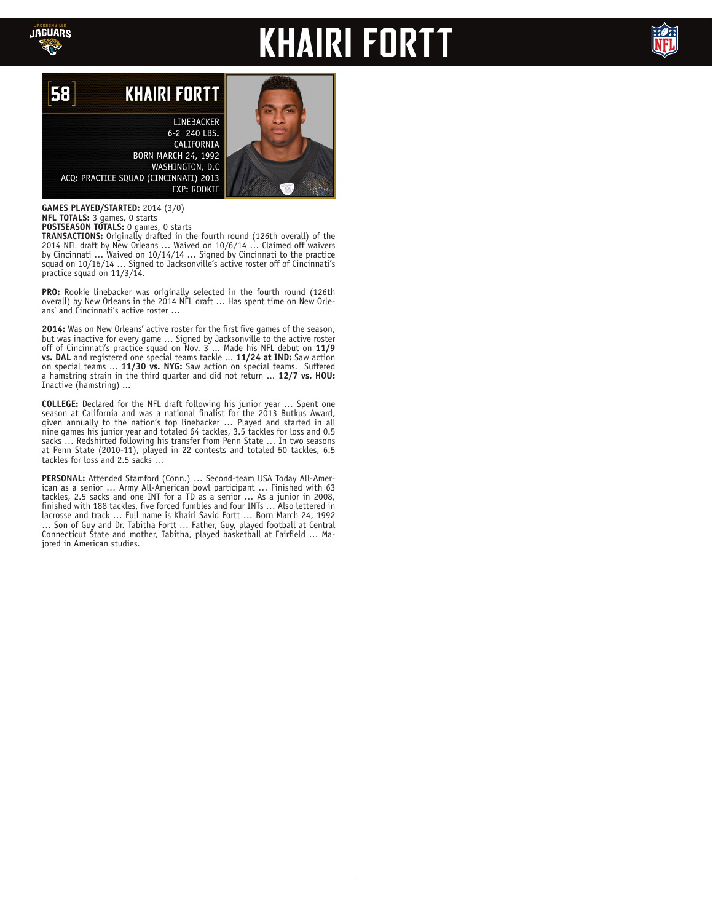# KHAIRI FORTT

## 58 KHAIRI FORTT

LINEBACKER
6-2 240 LBS.
CALIFORNIA
BORN MARCH 24, 1992
WASHINGTON, D.C
ACQ: PRACTICE SQUAD (CINCINNATI) 2013
EXP: ROOKIE

**GAMES PLAYED/STARTED:** 2014 (3/0)
**NFL TOTALS:** 3 games, 0 starts
**POSTSEASON TOTALS:** 0 games, 0 starts
**TRANSACTIONS:** Originally drafted in the fourth round (126th overall) of the 2014 NFL draft by New Orleans … Waived on 10/6/14 … Claimed off waivers by Cincinnati … Waived on 10/14/14 … Signed by Cincinnati to the practice squad on 10/16/14 … Signed to Jacksonville's active roster off of Cincinnati's practice squad on 11/3/14.

**PRO:** Rookie linebacker was originally selected in the fourth round (126th overall) by New Orleans in the 2014 NFL draft … Has spent time on New Orleans' and Cincinnati's active roster …

**2014:** Was on New Orleans' active roster for the first five games of the season, but was inactive for every game … Signed by Jacksonville to the active roster off of Cincinnati's practice squad on Nov. 3 … Made his NFL debut on **11/9 vs. DAL** and registered one special teams tackle … **11/24 at IND:** Saw action on special teams … **11/30 vs. NYG:** Saw action on special teams. Suffered a hamstring strain in the third quarter and did not return … **12/7 vs. HOU:** Inactive (hamstring) …

**COLLEGE:** Declared for the NFL draft following his junior year … Spent one season at California and was a national finalist for the 2013 Butkus Award, given annually to the nation's top linebacker … Played and started in all nine games his junior year and totaled 64 tackles, 3.5 tackles for loss and 0.5 sacks … Redshirted following his transfer from Penn State … In two seasons at Penn State (2010-11), played in 22 contests and totaled 50 tackles, 6.5 tackles for loss and 2.5 sacks …

**PERSONAL:** Attended Stamford (Conn.) … Second-team USA Today All-American as a senior … Army All-American bowl participant … Finished with 63 tackles, 2.5 sacks and one INT for a TD as a senior … As a junior in 2008, finished with 188 tackles, five forced fumbles and four INTs … Also lettered in lacrosse and track … Full name is Khairi Savid Fortt … Born March 24, 1992 … Son of Guy and Dr. Tabitha Fortt … Father, Guy, played football at Central Connecticut State and mother, Tabitha, played basketball at Fairfield … Majored in American studies.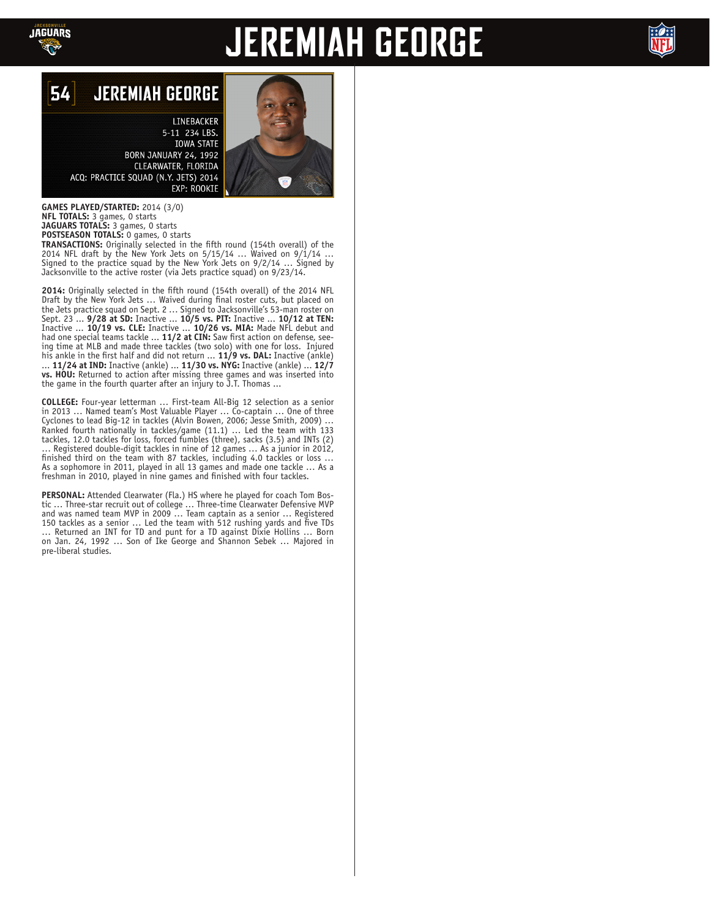# JEREMIAH GEORGE

## 54 JEREMIAH GEORGE

LINEBACKER
5-11 234 LBS.
IOWA STATE
BORN JANUARY 24, 1992
CLEARWATER, FLORIDA
ACQ: PRACTICE SQUAD (N.Y. JETS) 2014
EXP: ROOKIE

**GAMES PLAYED/STARTED:** 2014 (3/0)
**NFL TOTALS:** 3 games, 0 starts
**JAGUARS TOTALS:** 3 games, 0 starts
**POSTSEASON TOTALS:** 0 games, 0 starts
**TRANSACTIONS:** Originally selected in the fifth round (154th overall) of the 2014 NFL draft by the New York Jets on 5/15/14 … Waived on 9/1/14 … Signed to the practice squad by the New York Jets on 9/2/14 … Signed by Jacksonville to the active roster (via Jets practice squad) on 9/23/14.

**2014:** Originally selected in the fifth round (154th overall) of the 2014 NFL Draft by the New York Jets … Waived during final roster cuts, but placed on the Jets practice squad on Sept. 2 … Signed to Jacksonville's 53-man roster on Sept. 23 … **9/28 at SD:** Inactive … **10/5 vs. PIT:** Inactive … **10/12 at TEN:** Inactive … **10/19 vs. CLE:** Inactive … **10/26 vs. MIA:** Made NFL debut and had one special teams tackle … **11/2 at CIN:** Saw first action on defense, seeing time at MLB and made three tackles (two solo) with one for loss. Injured his ankle in the first half and did not return … **11/9 vs. DAL:** Inactive (ankle) … **11/24 at IND:** Inactive (ankle) … **11/30 vs. NYG:** Inactive (ankle) … **12/7 vs. HOU:** Returned to action after missing three games and was inserted into the game in the fourth quarter after an injury to J.T. Thomas …

**COLLEGE:** Four-year letterman … First-team All-Big 12 selection as a senior in 2013 … Named team's Most Valuable Player … Co-captain … One of three Cyclones to lead Big-12 in tackles (Alvin Bowen, 2006; Jesse Smith, 2009) … Ranked fourth nationally in tackles/game (11.1) … Led the team with 133 tackles, 12.0 tackles for loss, forced fumbles (three), sacks (3.5) and INTs (2) … Registered double-digit tackles in nine of 12 games … As a junior in 2012, finished third on the team with 87 tackles, including 4.0 tackles or loss … As a sophomore in 2011, played in all 13 games and made one tackle … As a freshman in 2010, played in nine games and finished with four tackles.

**PERSONAL:** Attended Clearwater (Fla.) HS where he played for coach Tom Bostic … Three-star recruit out of college … Three-time Clearwater Defensive MVP and was named team MVP in 2009 … Team captain as a senior … Registered 150 tackles as a senior … Led the team with 512 rushing yards and five TDs … Returned an INT for TD and punt for a TD against Dixie Hollins … Born on Jan. 24, 1992 … Son of Ike George and Shannon Sebek … Majored in pre-liberal studies.